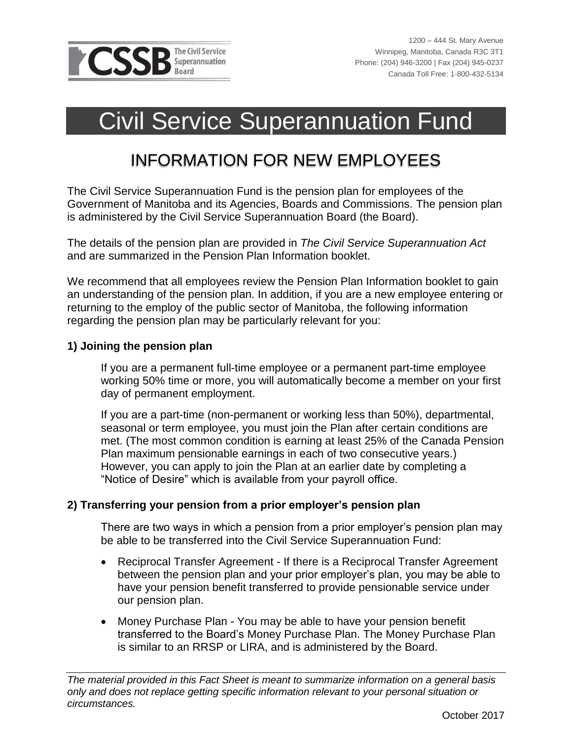CSSB The Civil Service Superannuation Board

1200 – 444 St. Mary Avenue
Winnipeg, Manitoba, Canada R3C 3T1
Phone: (204) 946-3200 | Fax (204) 945-0237
Canada Toll Free: 1-800-432-5134

# Civil Service Superannuation Fund

## INFORMATION FOR NEW EMPLOYEES

The Civil Service Superannuation Fund is the pension plan for employees of the Government of Manitoba and its Agencies, Boards and Commissions. The pension plan is administered by the Civil Service Superannuation Board (the Board).

The details of the pension plan are provided in *The Civil Service Superannuation Act* and are summarized in the Pension Plan Information booklet.

We recommend that all employees review the Pension Plan Information booklet to gain an understanding of the pension plan. In addition, if you are a new employee entering or returning to the employ of the public sector of Manitoba, the following information regarding the pension plan may be particularly relevant for you:

### 1) Joining the pension plan

If you are a permanent full-time employee or a permanent part-time employee working 50% time or more, you will automatically become a member on your first day of permanent employment.

If you are a part-time (non-permanent or working less than 50%), departmental, seasonal or term employee, you must join the Plan after certain conditions are met. (The most common condition is earning at least 25% of the Canada Pension Plan maximum pensionable earnings in each of two consecutive years.) However, you can apply to join the Plan at an earlier date by completing a "Notice of Desire" which is available from your payroll office.

### 2) Transferring your pension from a prior employer's pension plan

There are two ways in which a pension from a prior employer's pension plan may be able to be transferred into the Civil Service Superannuation Fund:

- Reciprocal Transfer Agreement - If there is a Reciprocal Transfer Agreement between the pension plan and your prior employer's plan, you may be able to have your pension benefit transferred to provide pensionable service under our pension plan.
- Money Purchase Plan - You may be able to have your pension benefit transferred to the Board's Money Purchase Plan. The Money Purchase Plan is similar to an RRSP or LIRA, and is administered by the Board.

*The material provided in this Fact Sheet is meant to summarize information on a general basis only and does not replace getting specific information relevant to your personal situation or circumstances.*

October 2017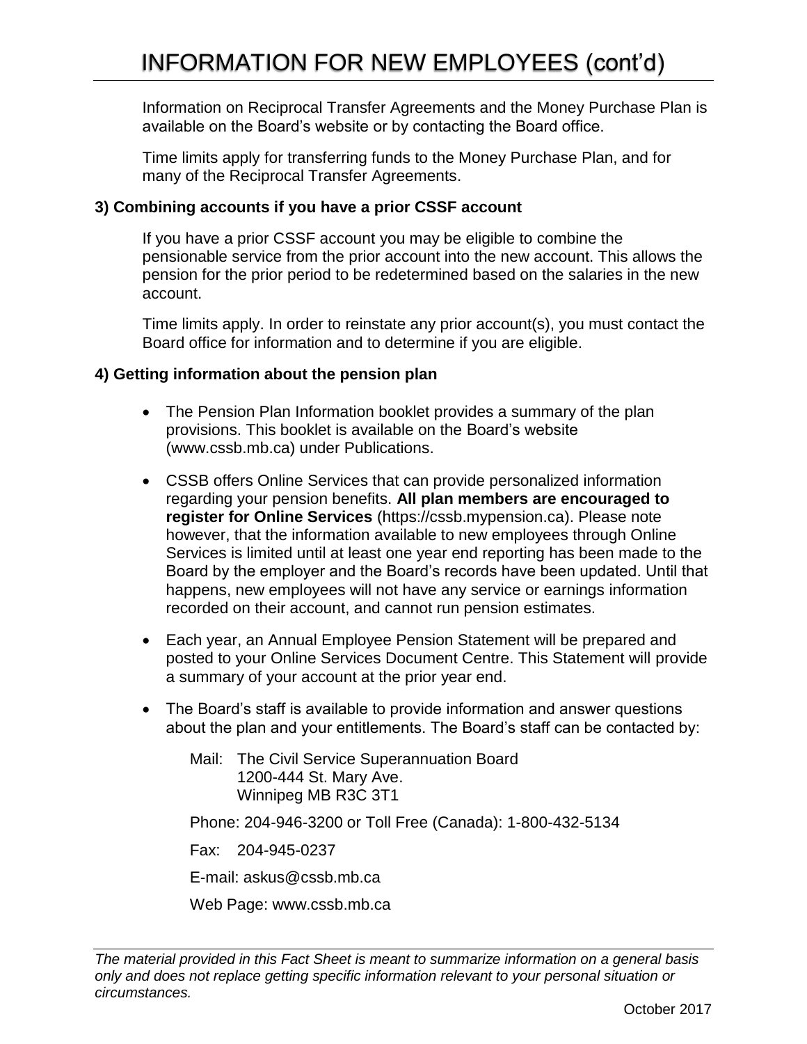# INFORMATION FOR NEW EMPLOYEES (cont'd)

Information on Reciprocal Transfer Agreements and the Money Purchase Plan is available on the Board's website or by contacting the Board office.

Time limits apply for transferring funds to the Money Purchase Plan, and for many of the Reciprocal Transfer Agreements.

**3) Combining accounts if you have a prior CSSF account**

If you have a prior CSSF account you may be eligible to combine the pensionable service from the prior account into the new account. This allows the pension for the prior period to be redetermined based on the salaries in the new account.

Time limits apply. In order to reinstate any prior account(s), you must contact the Board office for information and to determine if you are eligible.

**4) Getting information about the pension plan**

- The Pension Plan Information booklet provides a summary of the plan provisions. This booklet is available on the Board's website (www.cssb.mb.ca) under Publications.
- CSSB offers Online Services that can provide personalized information regarding your pension benefits. **All plan members are encouraged to register for Online Services** (https://cssb.mypension.ca). Please note however, that the information available to new employees through Online Services is limited until at least one year end reporting has been made to the Board by the employer and the Board's records have been updated. Until that happens, new employees will not have any service or earnings information recorded on their account, and cannot run pension estimates.
- Each year, an Annual Employee Pension Statement will be prepared and posted to your Online Services Document Centre. This Statement will provide a summary of your account at the prior year end.
- The Board's staff is available to provide information and answer questions about the plan and your entitlements. The Board's staff can be contacted by:

  Mail: The Civil Service Superannuation Board
  1200-444 St. Mary Ave.
  Winnipeg MB R3C 3T1

  Phone: 204-946-3200 or Toll Free (Canada): 1-800-432-5134

  Fax: 204-945-0237

  E-mail: askus@cssb.mb.ca

  Web Page: www.cssb.mb.ca

*The material provided in this Fact Sheet is meant to summarize information on a general basis only and does not replace getting specific information relevant to your personal situation or circumstances.*

October 2017